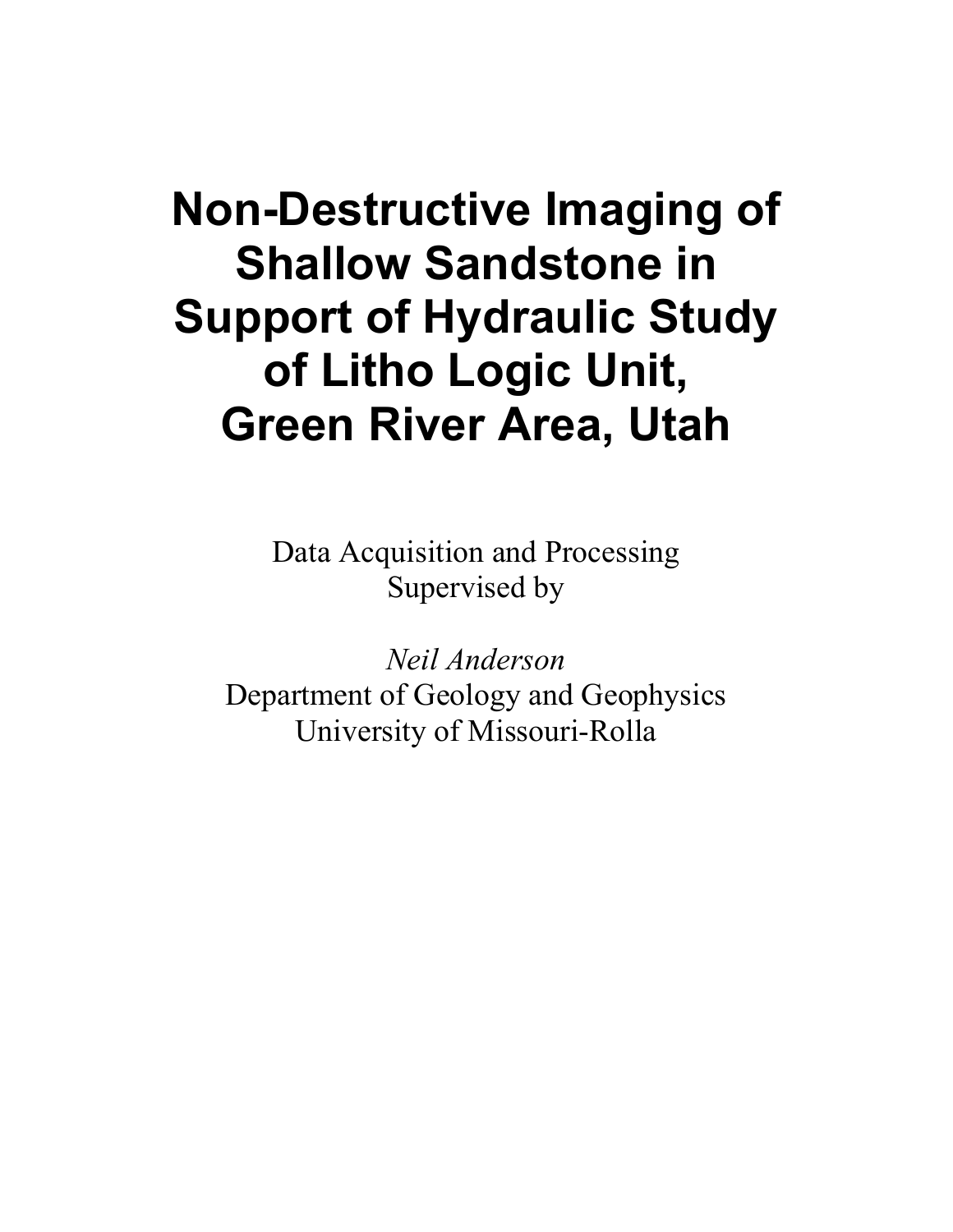# Non-Destructive Imaging of Shallow Sandstone in Support of Hydraulic Study of Litho Logic Unit, Green River Area, Utah

Data Acquisition and Processing
Supervised by

*Neil Anderson*
Department of Geology and Geophysics
University of Missouri-Rolla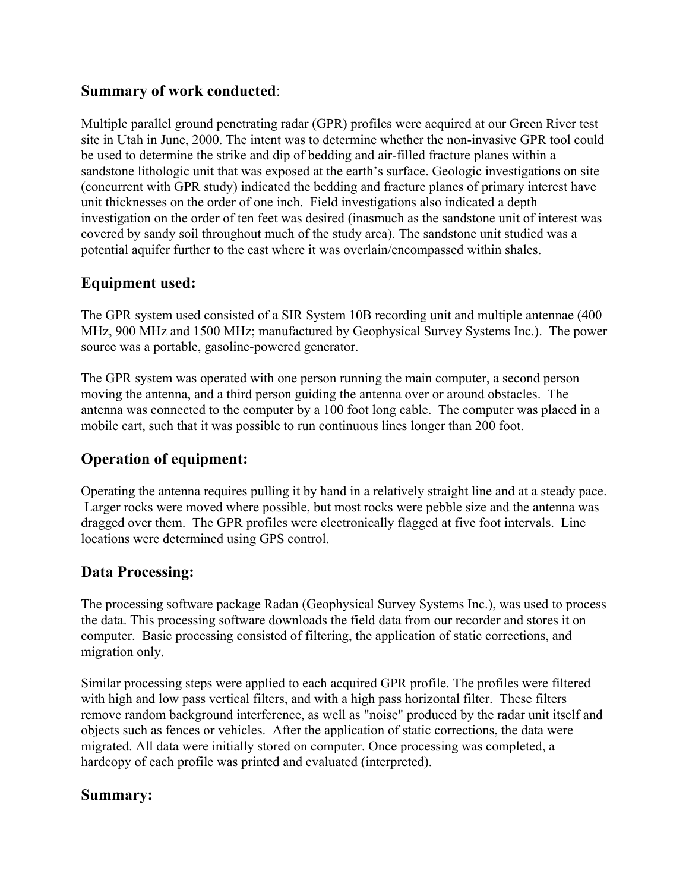## **Summary of work conducted**:

Multiple parallel ground penetrating radar (GPR) profiles were acquired at our Green River test site in Utah in June, 2000. The intent was to determine whether the non-invasive GPR tool could be used to determine the strike and dip of bedding and air-filled fracture planes within a sandstone lithologic unit that was exposed at the earth's surface. Geologic investigations on site (concurrent with GPR study) indicated the bedding and fracture planes of primary interest have unit thicknesses on the order of one inch. Field investigations also indicated a depth investigation on the order of ten feet was desired (inasmuch as the sandstone unit of interest was covered by sandy soil throughout much of the study area). The sandstone unit studied was a potential aquifer further to the east where it was overlain/encompassed within shales.

## **Equipment used:**

The GPR system used consisted of a SIR System 10B recording unit and multiple antennae (400 MHz, 900 MHz and 1500 MHz; manufactured by Geophysical Survey Systems Inc.). The power source was a portable, gasoline-powered generator.

The GPR system was operated with one person running the main computer, a second person moving the antenna, and a third person guiding the antenna over or around obstacles. The antenna was connected to the computer by a 100 foot long cable. The computer was placed in a mobile cart, such that it was possible to run continuous lines longer than 200 foot.

## **Operation of equipment:**

Operating the antenna requires pulling it by hand in a relatively straight line and at a steady pace. Larger rocks were moved where possible, but most rocks were pebble size and the antenna was dragged over them. The GPR profiles were electronically flagged at five foot intervals. Line locations were determined using GPS control.

## **Data Processing:**

The processing software package Radan (Geophysical Survey Systems Inc.), was used to process the data. This processing software downloads the field data from our recorder and stores it on computer. Basic processing consisted of filtering, the application of static corrections, and migration only.

Similar processing steps were applied to each acquired GPR profile. The profiles were filtered with high and low pass vertical filters, and with a high pass horizontal filter. These filters remove random background interference, as well as "noise" produced by the radar unit itself and objects such as fences or vehicles. After the application of static corrections, the data were migrated. All data were initially stored on computer. Once processing was completed, a hardcopy of each profile was printed and evaluated (interpreted).

## **Summary:**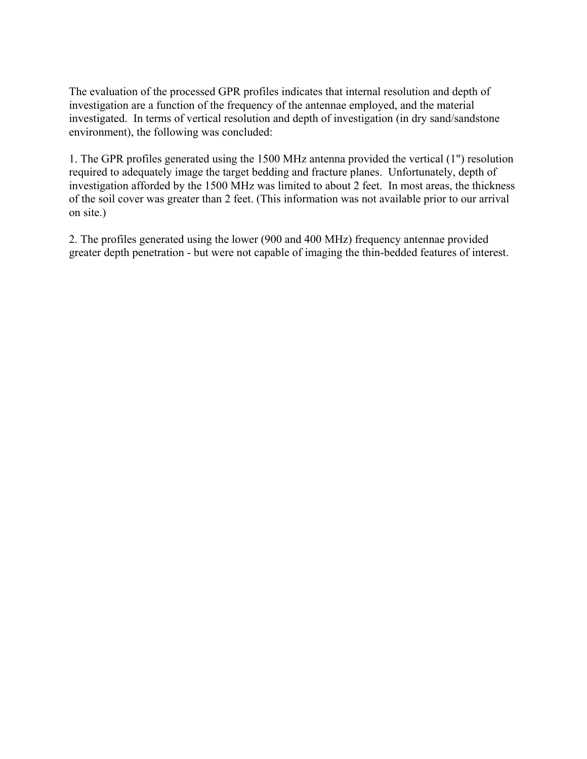The evaluation of the processed GPR profiles indicates that internal resolution and depth of investigation are a function of the frequency of the antennae employed, and the material investigated. In terms of vertical resolution and depth of investigation (in dry sand/sandstone environment), the following was concluded:

1. The GPR profiles generated using the 1500 MHz antenna provided the vertical (1") resolution required to adequately image the target bedding and fracture planes. Unfortunately, depth of investigation afforded by the 1500 MHz was limited to about 2 feet. In most areas, the thickness of the soil cover was greater than 2 feet. (This information was not available prior to our arrival on site.)

2. The profiles generated using the lower (900 and 400 MHz) frequency antennae provided greater depth penetration - but were not capable of imaging the thin-bedded features of interest.